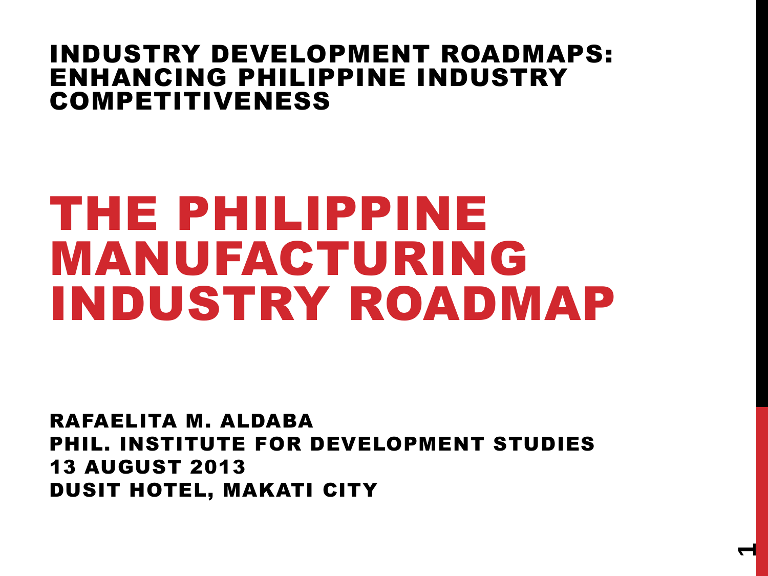## INDUSTRY DEVELOPMENT ROADMAPS: ENHANCING PHILIPPINE INDUSTRY COMPETITIVENESS

# THE PHILIPPINE MANUFACTURING INDUSTRY ROADMAP

**RAFAELITA M. ALDABA**
**PHIL. INSTITUTE FOR DEVELOPMENT STUDIES**
**13 AUGUST 2013**
**DUSIT HOTEL, MAKATI CITY**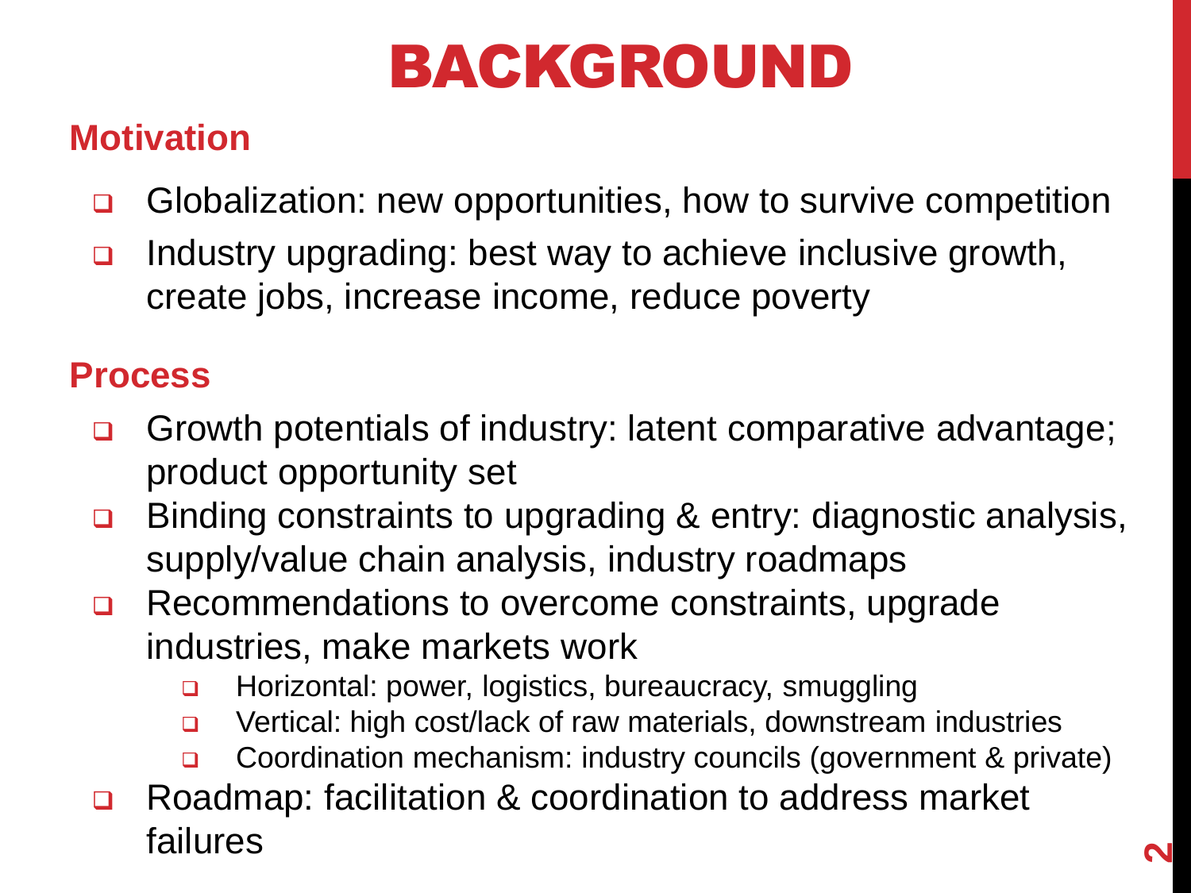# BACKGROUND

## Motivation

- Globalization: new opportunities, how to survive competition
- Industry upgrading: best way to achieve inclusive growth, create jobs, increase income, reduce poverty

## Process

- Growth potentials of industry: latent comparative advantage; product opportunity set
- Binding constraints to upgrading & entry: diagnostic analysis, supply/value chain analysis, industry roadmaps
- Recommendations to overcome constraints, upgrade industries, make markets work
  - Horizontal: power, logistics, bureaucracy, smuggling
  - Vertical: high cost/lack of raw materials, downstream industries
  - Coordination mechanism: industry councils (government & private)
- Roadmap: facilitation & coordination to address market failures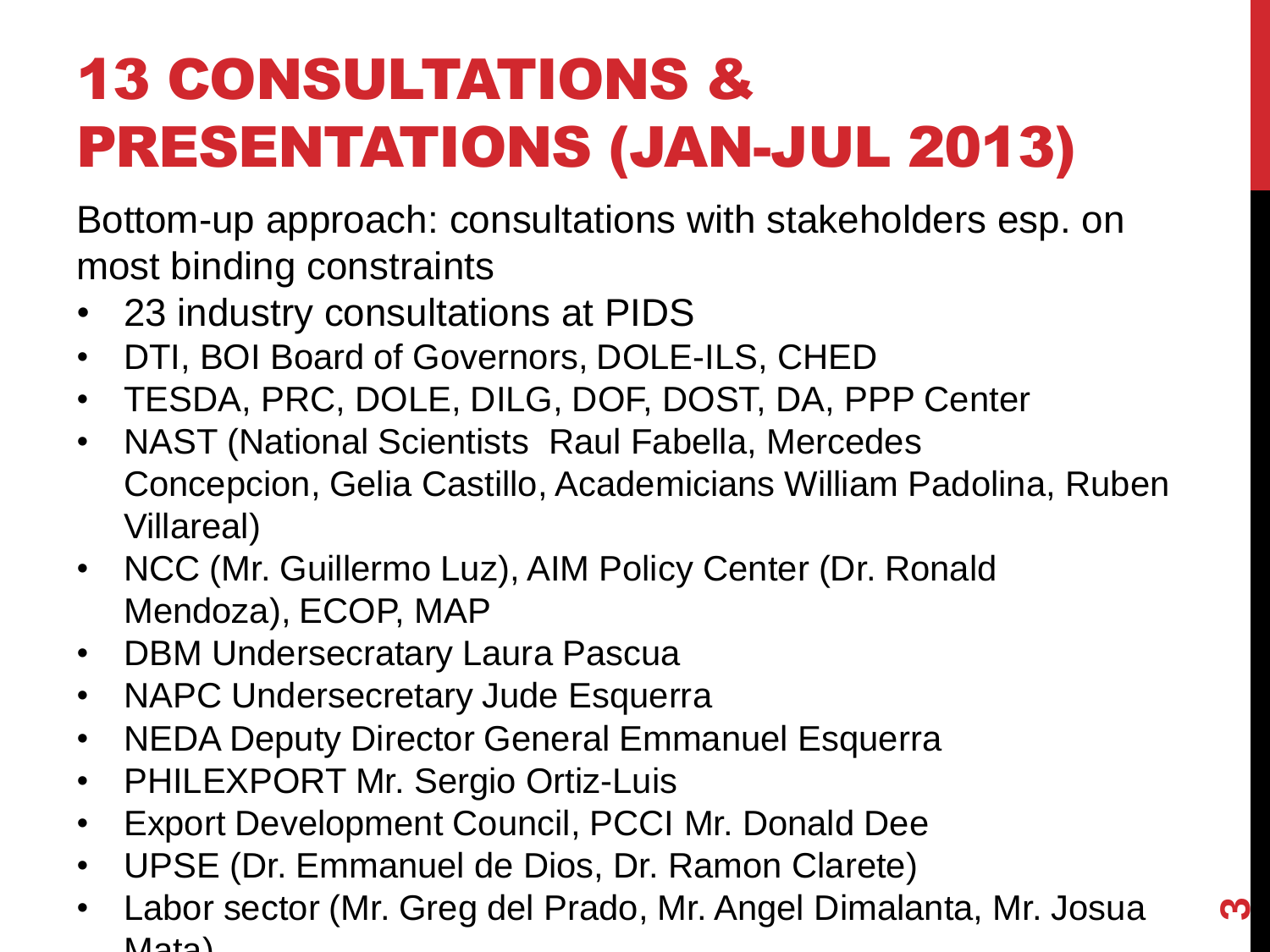# 13 CONSULTATIONS & PRESENTATIONS (JAN-JUL 2013)

Bottom-up approach: consultations with stakeholders esp. on most binding constraints

- 23 industry consultations at PIDS
- DTI, BOI Board of Governors, DOLE-ILS, CHED
- TESDA, PRC, DOLE, DILG, DOF, DOST, DA, PPP Center
- NAST (National Scientists Raul Fabella, Mercedes Concepcion, Gelia Castillo, Academicians William Padolina, Ruben Villareal)
- NCC (Mr. Guillermo Luz), AIM Policy Center (Dr. Ronald Mendoza), ECOP, MAP
- DBM Undersecratary Laura Pascua
- NAPC Undersecretary Jude Esquerra
- NEDA Deputy Director General Emmanuel Esquerra
- PHILEXPORT Mr. Sergio Ortiz-Luis
- Export Development Council, PCCI Mr. Donald Dee
- UPSE (Dr. Emmanuel de Dios, Dr. Ramon Clarete)
- Labor sector (Mr. Greg del Prado, Mr. Angel Dimalanta, Mr. Josua Mata)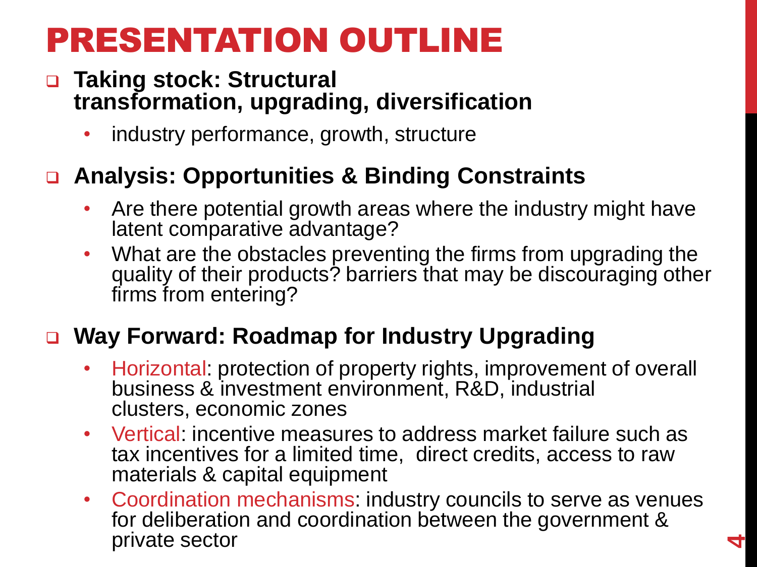# PRESENTATION OUTLINE

- **Taking stock: Structural transformation, upgrading, diversification**
  - industry performance, growth, structure
- **Analysis: Opportunities & Binding Constraints**
  - Are there potential growth areas where the industry might have latent comparative advantage?
  - What are the obstacles preventing the firms from upgrading the quality of their products? barriers that may be discouraging other firms from entering?
- **Way Forward: Roadmap for Industry Upgrading**
  - Horizontal: protection of property rights, improvement of overall business & investment environment, R&D, industrial clusters, economic zones
  - Vertical: incentive measures to address market failure such as tax incentives for a limited time, direct credits, access to raw materials & capital equipment
  - Coordination mechanisms: industry councils to serve as venues for deliberation and coordination between the government & private sector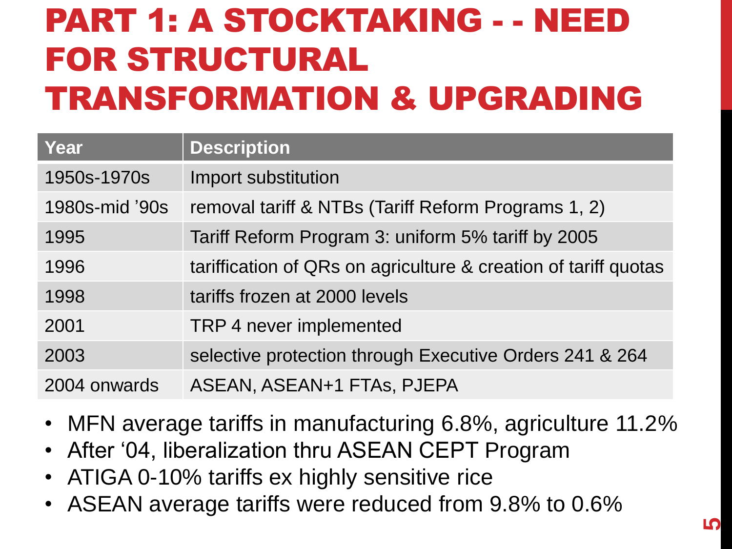# PART 1: A STOCKTAKING - - NEED FOR STRUCTURAL TRANSFORMATION & UPGRADING

| Year | Description |
|---|---|
| 1950s-1970s | Import substitution |
| 1980s-mid ’90s | removal tariff & NTBs (Tariff Reform Programs 1, 2) |
| 1995 | Tariff Reform Program 3: uniform 5% tariff by 2005 |
| 1996 | tariffication of QRs on agriculture & creation of tariff quotas |
| 1998 | tariffs frozen at 2000 levels |
| 2001 | TRP 4 never implemented |
| 2003 | selective protection through Executive Orders 241 & 264 |
| 2004 onwards | ASEAN, ASEAN+1 FTAs, PJEPA |

- MFN average tariffs in manufacturing 6.8%, agriculture 11.2%
- After ‘04, liberalization thru ASEAN CEPT Program
- ATIGA 0-10% tariffs ex highly sensitive rice
- ASEAN average tariffs were reduced from 9.8% to 0.6%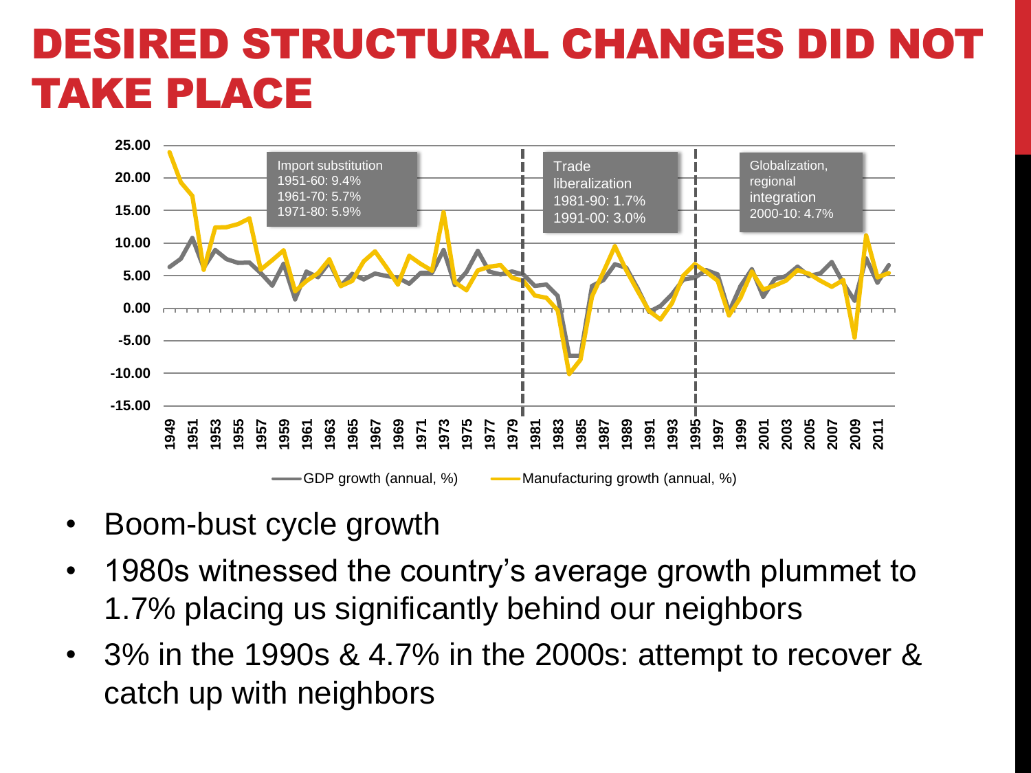# DESIRED STRUCTURAL CHANGES DID NOT TAKE PLACE

Import substitution
1951-60: 9.4%
1961-70: 5.7%
1971-80: 5.9%

Trade liberalization
1981-90: 1.7%
1991-00: 3.0%

Globalization, regional integration
2000-10: 4.7%

GDP growth (annual, %) — Manufacturing growth (annual, %)

- Boom-bust cycle growth
- 1980s witnessed the country's average growth plummet to 1.7% placing us significantly behind our neighbors
- 3% in the 1990s & 4.7% in the 2000s: attempt to recover & catch up with neighbors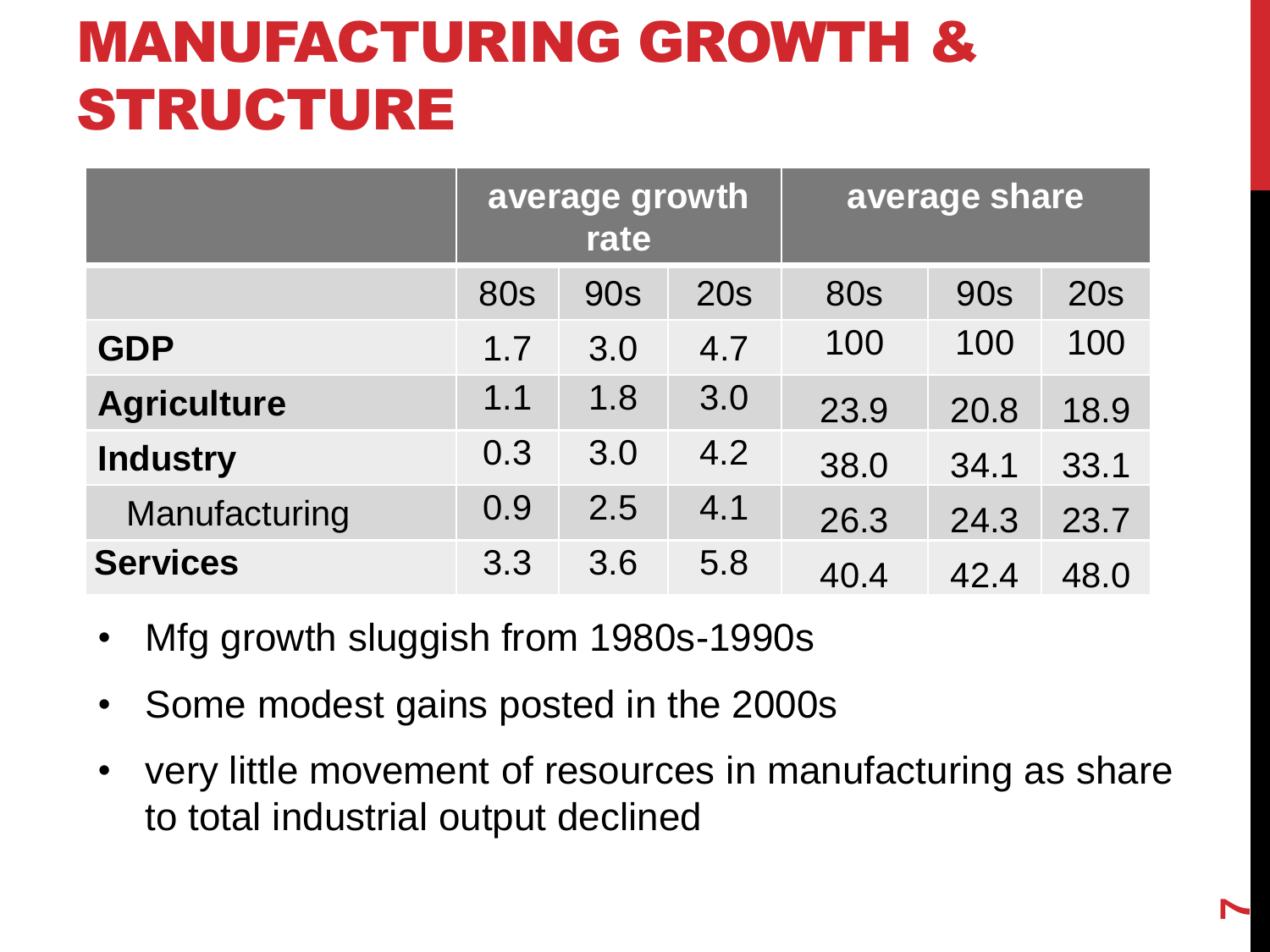# MANUFACTURING GROWTH & STRUCTURE

| | average growth rate | | | average share | | |
|---|---|---|---|---|---|---|
| | 80s | 90s | 20s | 80s | 90s | 20s |
| **GDP** | 1.7 | 3.0 | 4.7 | 100 | 100 | 100 |
| **Agriculture** | 1.1 | 1.8 | 3.0 | 23.9 | 20.8 | 18.9 |
| **Industry** | 0.3 | 3.0 | 4.2 | 38.0 | 34.1 | 33.1 |
| Manufacturing | 0.9 | 2.5 | 4.1 | 26.3 | 24.3 | 23.7 |
| **Services** | 3.3 | 3.6 | 5.8 | 40.4 | 42.4 | 48.0 |

- Mfg growth sluggish from 1980s-1990s
- Some modest gains posted in the 2000s
- very little movement of resources in manufacturing as share to total industrial output declined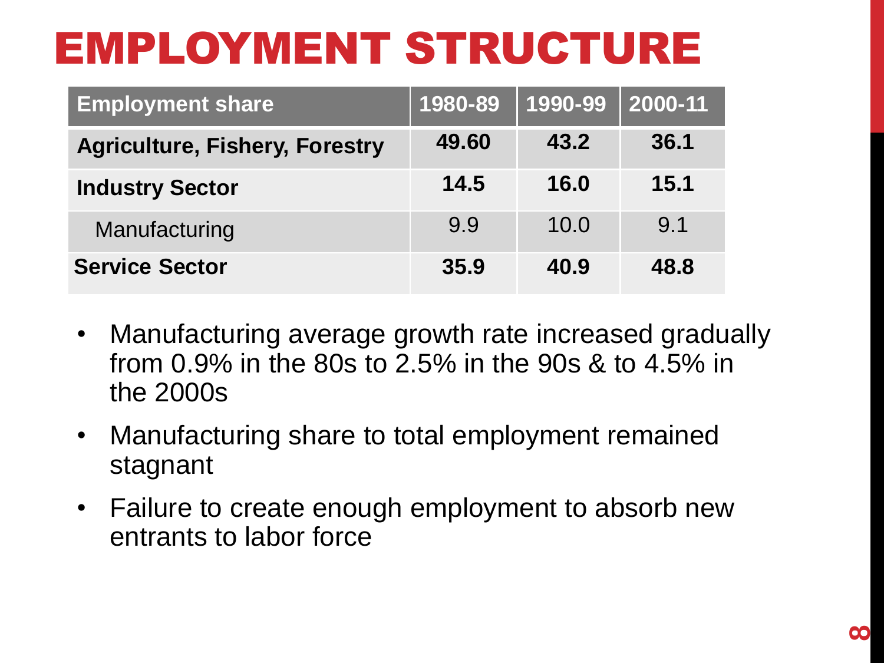# EMPLOYMENT STRUCTURE

| Employment share | 1980-89 | 1990-99 | 2000-11 |
|---|---|---|---|
| **Agriculture, Fishery, Forestry** | **49.60** | **43.2** | **36.1** |
| **Industry Sector** | **14.5** | **16.0** | **15.1** |
| Manufacturing | 9.9 | 10.0 | 9.1 |
| **Service Sector** | **35.9** | **40.9** | **48.8** |

- Manufacturing average growth rate increased gradually from 0.9% in the 80s to 2.5% in the 90s & to 4.5% in the 2000s
- Manufacturing share to total employment remained stagnant
- Failure to create enough employment to absorb new entrants to labor force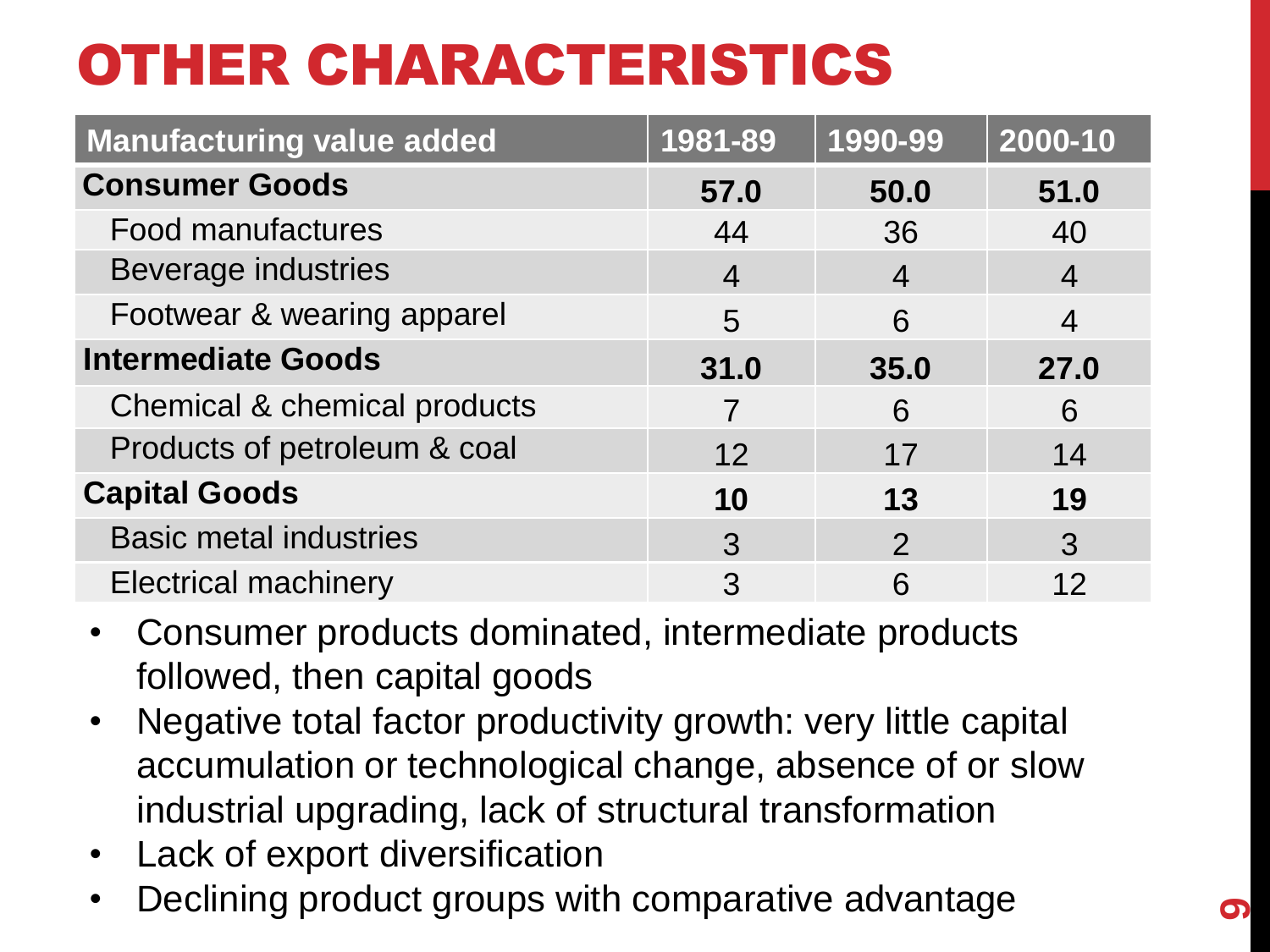# OTHER CHARACTERISTICS

| Manufacturing value added | 1981-89 | 1990-99 | 2000-10 |
|---|---|---|---|
| **Consumer Goods** | **57.0** | **50.0** | **51.0** |
| Food manufactures | 44 | 36 | 40 |
| Beverage industries | 4 | 4 | 4 |
| Footwear & wearing apparel | 5 | 6 | 4 |
| **Intermediate Goods** | **31.0** | **35.0** | **27.0** |
| Chemical & chemical products | 7 | 6 | 6 |
| Products of petroleum & coal | 12 | 17 | 14 |
| **Capital Goods** | **10** | **13** | **19** |
| Basic metal industries | 3 | 2 | 3 |
| Electrical machinery | 3 | 6 | 12 |

- Consumer products dominated, intermediate products followed, then capital goods
- Negative total factor productivity growth: very little capital accumulation or technological change, absence of or slow industrial upgrading, lack of structural transformation
- Lack of export diversification
- Declining product groups with comparative advantage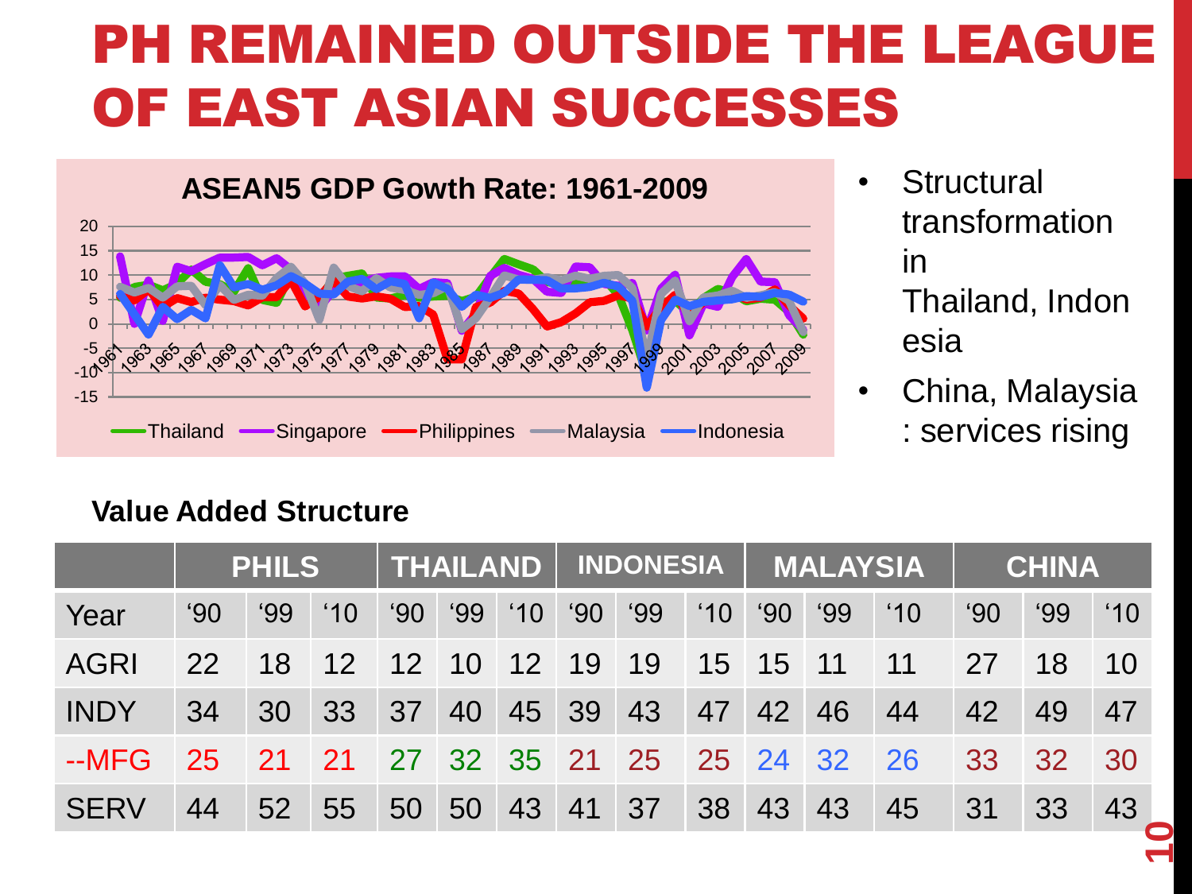# PH REMAINED OUTSIDE THE LEAGUE OF EAST ASIAN SUCCESSES

**ASEAN5 GDP Gowth Rate: 1961-2009**

Thailand, Singapore, Philippines, Malaysia, Indonesia

- Structural transformation in Thailand, Indonesia
- China, Malaysia : services rising

**Value Added Structure**

| | PHILS | | | THAILAND | | | INDONESIA | | | MALAYSIA | | | CHINA | | |
|---|---|---|---|---|---|---|---|---|---|---|---|---|---|---|---|
| Year | '90 | '99 | '10 | '90 | '99 | '10 | '90 | '99 | '10 | '90 | '99 | '10 | '90 | '99 | '10 |
| AGRI | 22 | 18 | 12 | 12 | 10 | 12 | 19 | 19 | 15 | 15 | 11 | 11 | 27 | 18 | 10 |
| INDY | 34 | 30 | 33 | 37 | 40 | 45 | 39 | 43 | 47 | 42 | 46 | 44 | 42 | 49 | 47 |
| --MFG | 25 | 21 | 21 | 27 | 32 | 35 | 21 | 25 | 25 | 24 | 32 | 26 | 33 | 32 | 30 |
| SERV | 44 | 52 | 55 | 50 | 50 | 43 | 41 | 37 | 38 | 43 | 43 | 45 | 31 | 33 | 43 |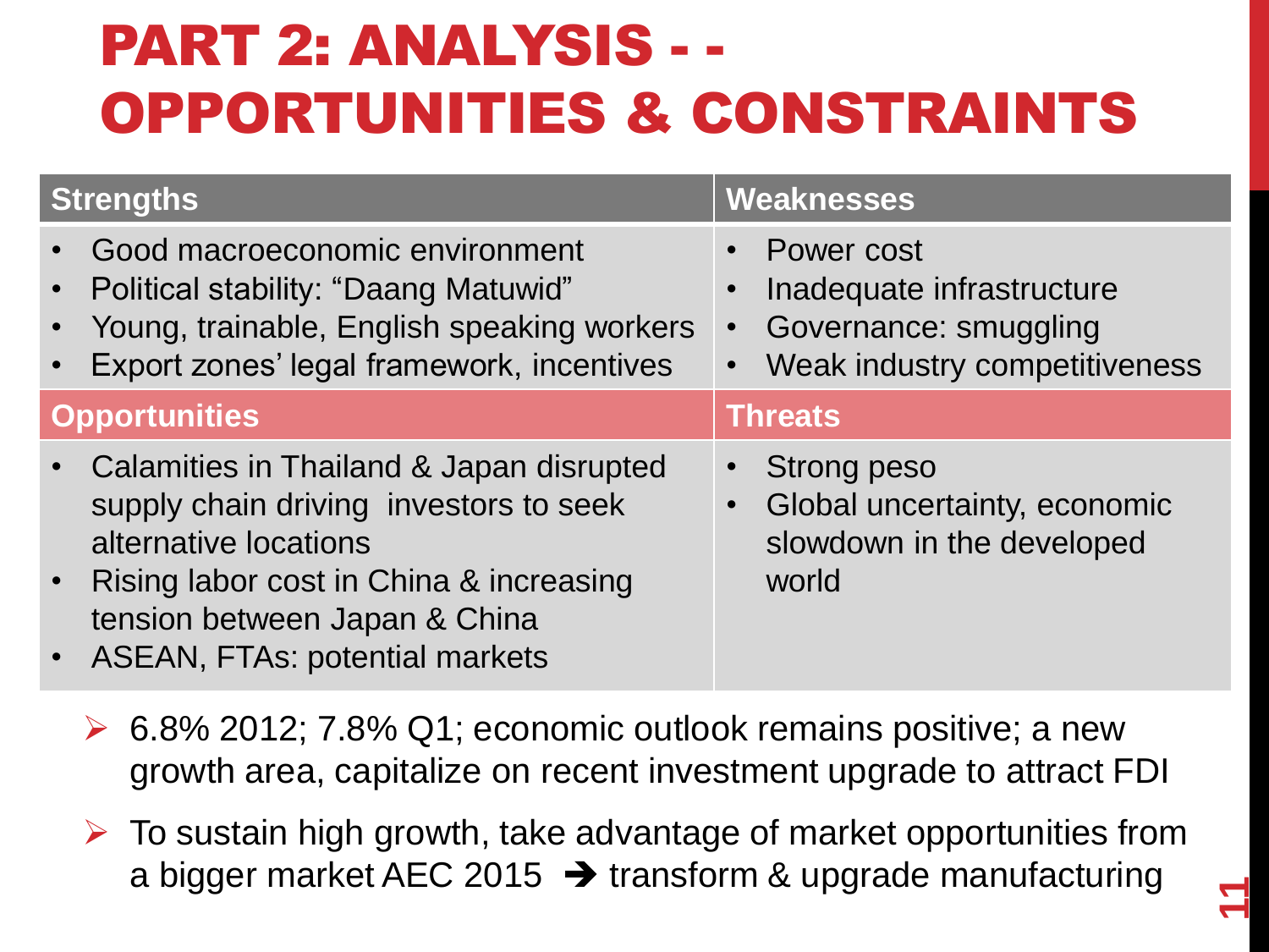# PART 2: ANALYSIS - - OPPORTUNITIES & CONSTRAINTS

| Strengths | Weaknesses |
|---|---|
| • Good macroeconomic environment<br>• Political stability: "Daang Matuwid"<br>• Young, trainable, English speaking workers<br>• Export zones' legal framework, incentives | • Power cost<br>• Inadequate infrastructure<br>• Governance: smuggling<br>• Weak industry competitiveness |
| **Opportunities** | **Threats** |
| • Calamities in Thailand & Japan disrupted supply chain driving investors to seek alternative locations<br>• Rising labor cost in China & increasing tension between Japan & China<br>• ASEAN, FTAs: potential markets | • Strong peso<br>• Global uncertainty, economic slowdown in the developed world |

- 6.8% 2012; 7.8% Q1; economic outlook remains positive; a new growth area, capitalize on recent investment upgrade to attract FDI
- To sustain high growth, take advantage of market opportunities from a bigger market AEC 2015 ➔ transform & upgrade manufacturing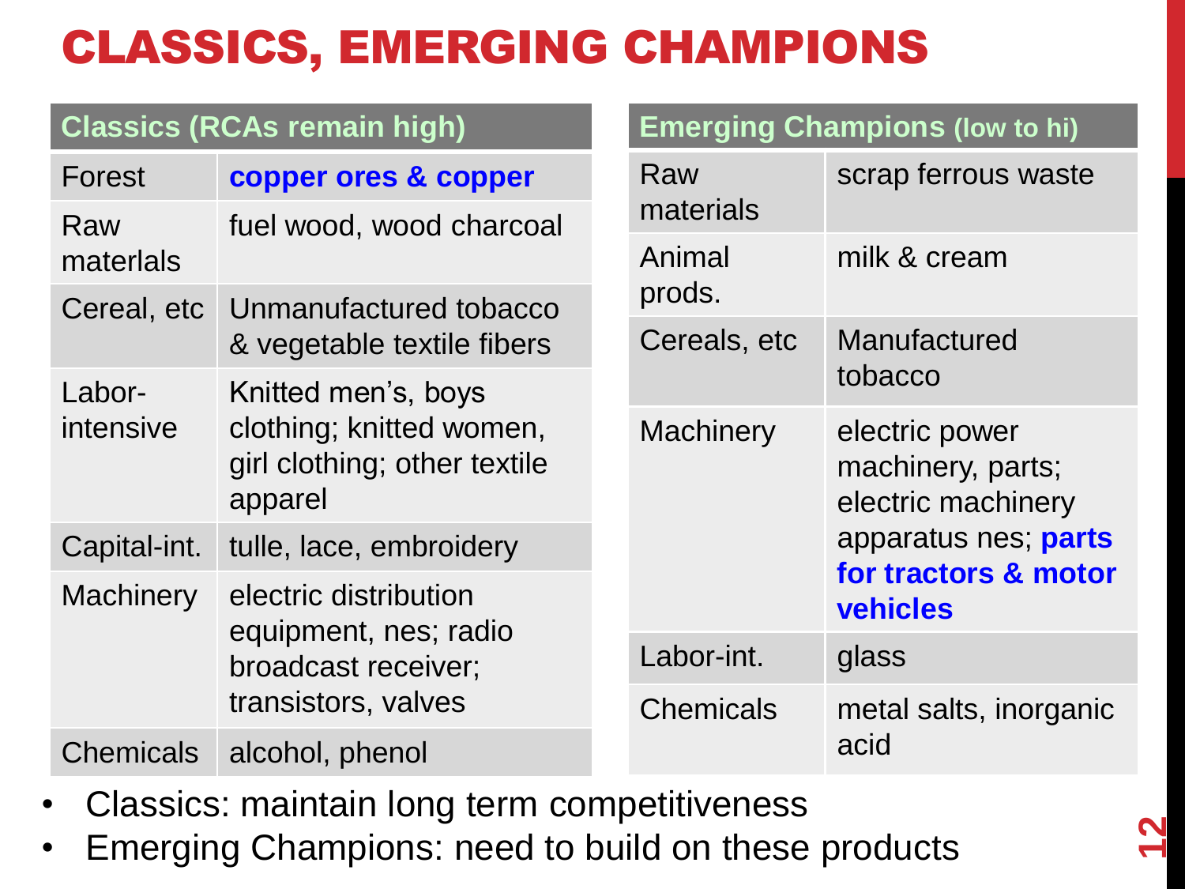# CLASSICS, EMERGING CHAMPIONS

| Classics (RCAs remain high) | |
|---|---|
| Forest | **copper ores & copper** |
| Raw materlals | fuel wood, wood charcoal |
| Cereal, etc | Unmanufactured tobacco & vegetable textile fibers |
| Labor-intensive | Knitted men's, boys clothing; knitted women, girl clothing; other textile apparel |
| Capital-int. | tulle, lace, embroidery |
| Machinery | electric distribution equipment, nes; radio broadcast receiver; transistors, valves |
| Chemicals | alcohol, phenol |

| Emerging Champions (low to hi) | |
|---|---|
| Raw materials | scrap ferrous waste |
| Animal prods. | milk & cream |
| Cereals, etc | Manufactured tobacco |
| Machinery | electric power machinery, parts; electric machinery apparatus nes; **parts for tractors & motor vehicles** |
| Labor-int. | glass |
| Chemicals | metal salts, inorganic acid |

- Classics: maintain long term competitiveness
- Emerging Champions: need to build on these products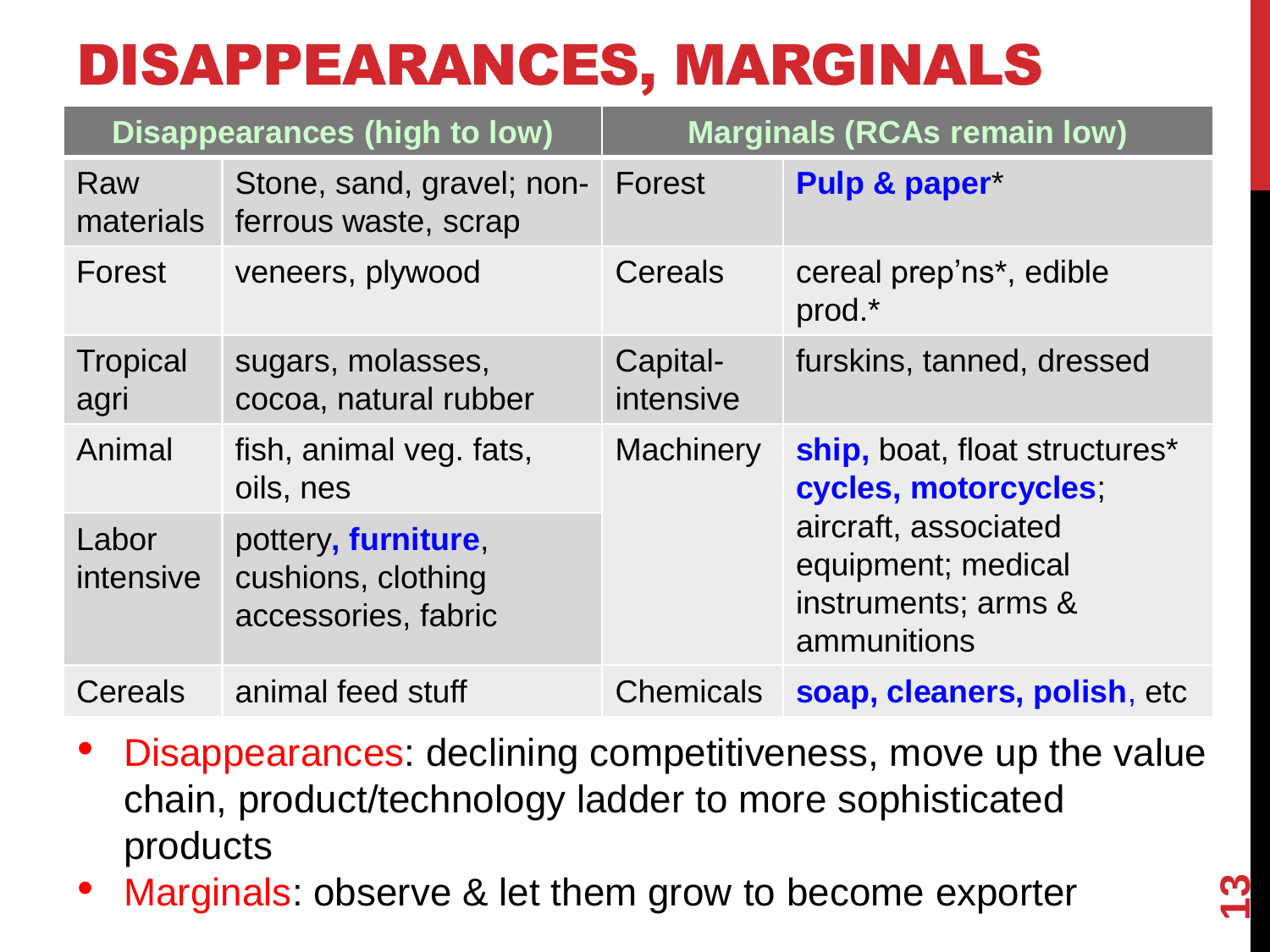# DISAPPEARANCES, MARGINALS

| Disappearances (high to low) | | Marginals (RCAs remain low) | |
|---|---|---|---|
| Raw materials | Stone, sand, gravel; non-ferrous waste, scrap | Forest | **Pulp & paper*** |
| Forest | veneers, plywood | Cereals | cereal prep'ns*, edible prod.* |
| Tropical agri | sugars, molasses, cocoa, natural rubber | Capital-intensive | furskins, tanned, dressed |
| Animal | fish, animal veg. fats, oils, nes | Machinery | **ship,** boat, float structures* **cycles, motorcycles**; aircraft, associated equipment; medical instruments; arms & ammunitions |
| Labor intensive | pottery, **furniture**, cushions, clothing accessories, fabric | | |
| Cereals | animal feed stuff | Chemicals | **soap, cleaners, polish**, etc |

- Disappearances: declining competitiveness, move up the value chain, product/technology ladder to more sophisticated products
- Marginals: observe & let them grow to become exporter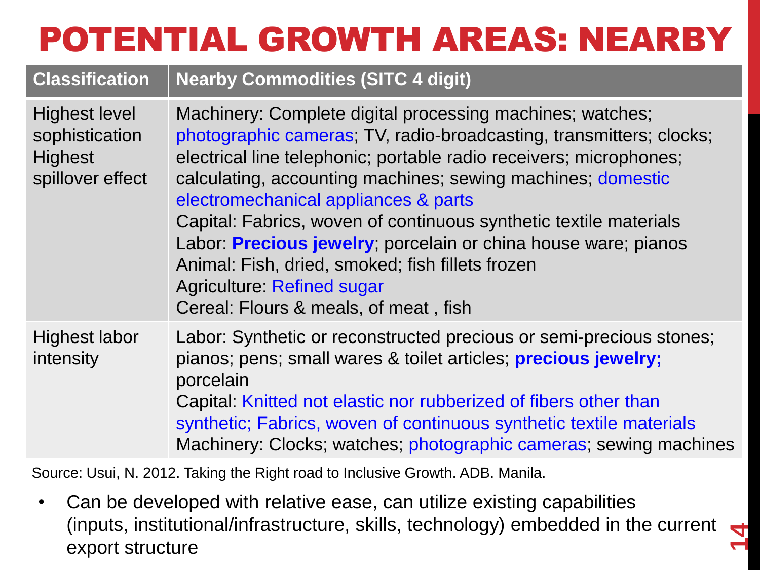# POTENTIAL GROWTH AREAS: NEARBY

| Classification | Nearby Commodities (SITC 4 digit) |
| --- | --- |
| Highest level sophistication Highest spillover effect | Machinery: Complete digital processing machines; watches; photographic cameras; TV, radio-broadcasting, transmitters; clocks; electrical line telephonic; portable radio receivers; microphones; calculating, accounting machines; sewing machines; domestic electromechanical appliances & parts<br>Capital: Fabrics, woven of continuous synthetic textile materials<br>Labor: **Precious jewelry**; porcelain or china house ware; pianos<br>Animal: Fish, dried, smoked; fish fillets frozen<br>Agriculture: Refined sugar<br>Cereal: Flours & meals, of meat , fish |
| Highest labor intensity | Labor: Synthetic or reconstructed precious or semi-precious stones; pianos; pens; small wares & toilet articles; **precious jewelry;** porcelain<br>Capital: Knitted not elastic nor rubberized of fibers other than synthetic; Fabrics, woven of continuous synthetic textile materials<br>Machinery: Clocks; watches; photographic cameras; sewing machines |

Source: Usui, N. 2012. Taking the Right road to Inclusive Growth. ADB. Manila.

- Can be developed with relative ease, can utilize existing capabilities (inputs, institutional/infrastructure, skills, technology) embedded in the current export structure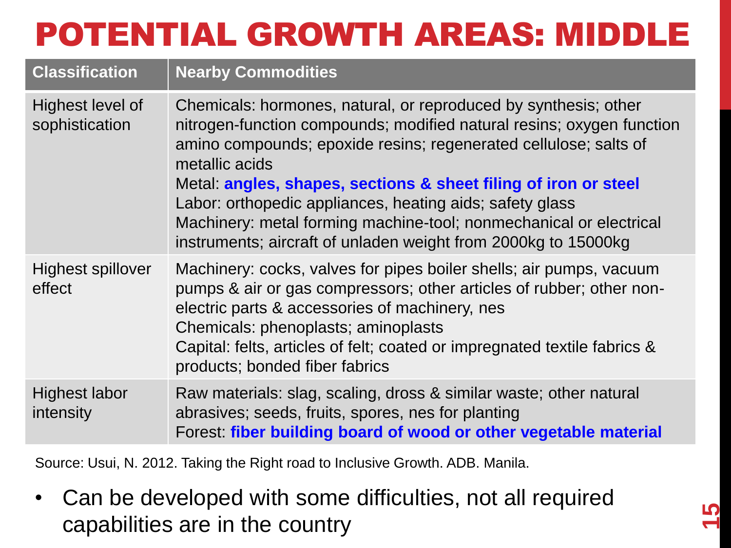# POTENTIAL GROWTH AREAS: MIDDLE

| Classification | Nearby Commodities |
|---|---|
| Highest level of sophistication | Chemicals: hormones, natural, or reproduced by synthesis; other nitrogen-function compounds; modified natural resins; oxygen function amino compounds; epoxide resins; regenerated cellulose; salts of metallic acids<br>Metal: **angles, shapes, sections & sheet filing of iron or steel**<br>Labor: orthopedic appliances, heating aids; safety glass<br>Machinery: metal forming machine-tool; nonmechanical or electrical instruments; aircraft of unladen weight from 2000kg to 15000kg |
| Highest spillover effect | Machinery: cocks, valves for pipes boiler shells; air pumps, vacuum pumps & air or gas compressors; other articles of rubber; other non-electric parts & accessories of machinery, nes<br>Chemicals: phenoplasts; aminoplasts<br>Capital: felts, articles of felt; coated or impregnated textile fabrics & products; bonded fiber fabrics |
| Highest labor intensity | Raw materials: slag, scaling, dross & similar waste; other natural abrasives; seeds, fruits, spores, nes for planting<br>Forest: **fiber building board of wood or other vegetable material** |

Source: Usui, N. 2012. Taking the Right road to Inclusive Growth. ADB. Manila.

- Can be developed with some difficulties, not all required capabilities are in the country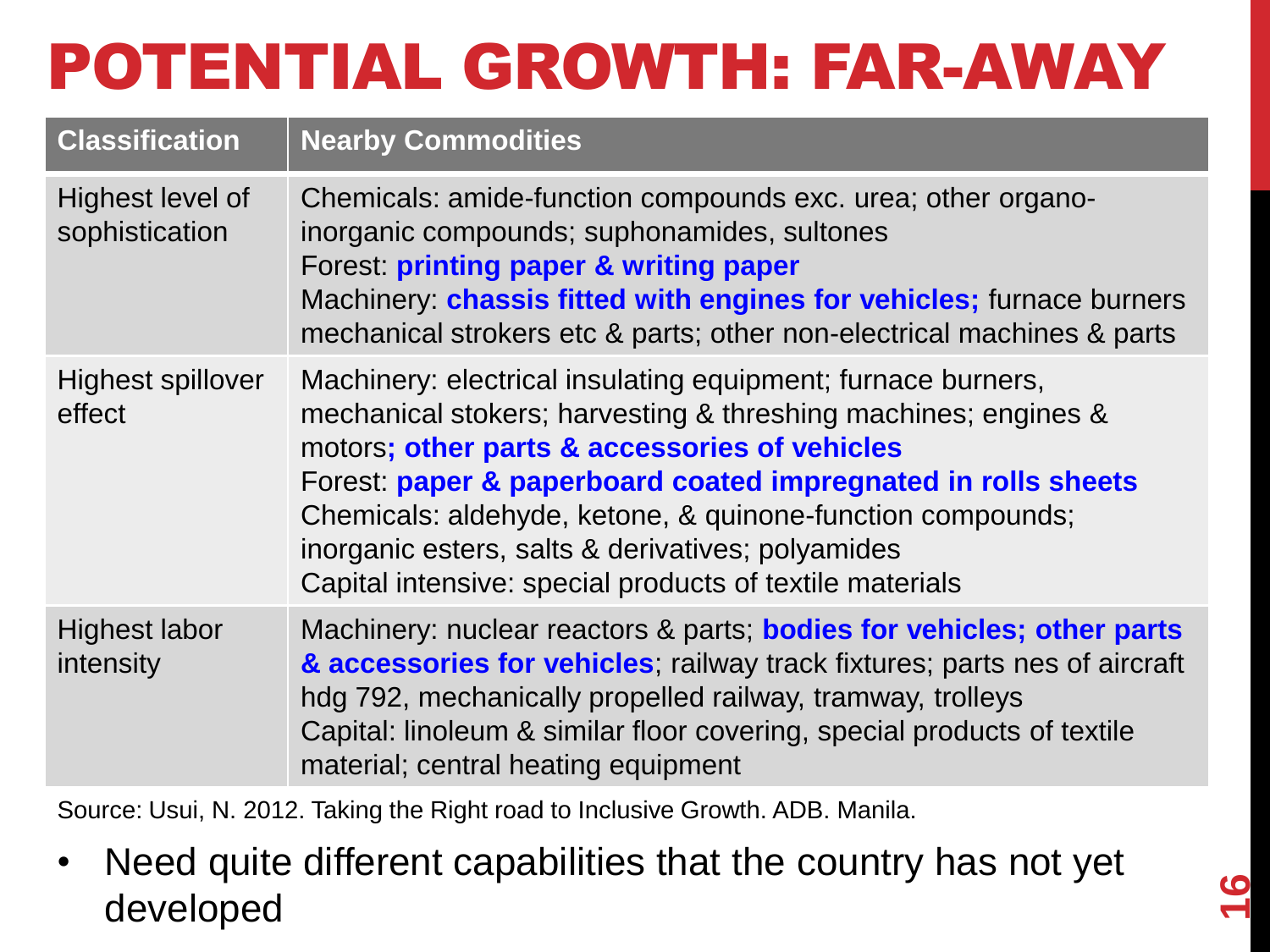# POTENTIAL GROWTH: FAR-AWAY

| Classification | Nearby Commodities |
|---|---|
| Highest level of sophistication | Chemicals: amide-function compounds exc. urea; other organo-inorganic compounds; suphonamides, sultones<br>Forest: **printing paper & writing paper**<br>Machinery: **chassis fitted with engines for vehicles;** furnace burners mechanical strokers etc & parts; other non-electrical machines & parts |
| Highest spillover effect | Machinery: electrical insulating equipment; furnace burners, mechanical stokers; harvesting & threshing machines; engines & motors**; other parts & accessories of vehicles**<br>Forest: **paper & paperboard coated impregnated in rolls sheets**<br>Chemicals: aldehyde, ketone, & quinone-function compounds; inorganic esters, salts & derivatives; polyamides<br>Capital intensive: special products of textile materials |
| Highest labor intensity | Machinery: nuclear reactors & parts; **bodies for vehicles; other parts & accessories for vehicles**; railway track fixtures; parts nes of aircraft hdg 792, mechanically propelled railway, tramway, trolleys<br>Capital: linoleum & similar floor covering, special products of textile material; central heating equipment |

Source: Usui, N. 2012. Taking the Right road to Inclusive Growth. ADB. Manila.

- Need quite different capabilities that the country has not yet developed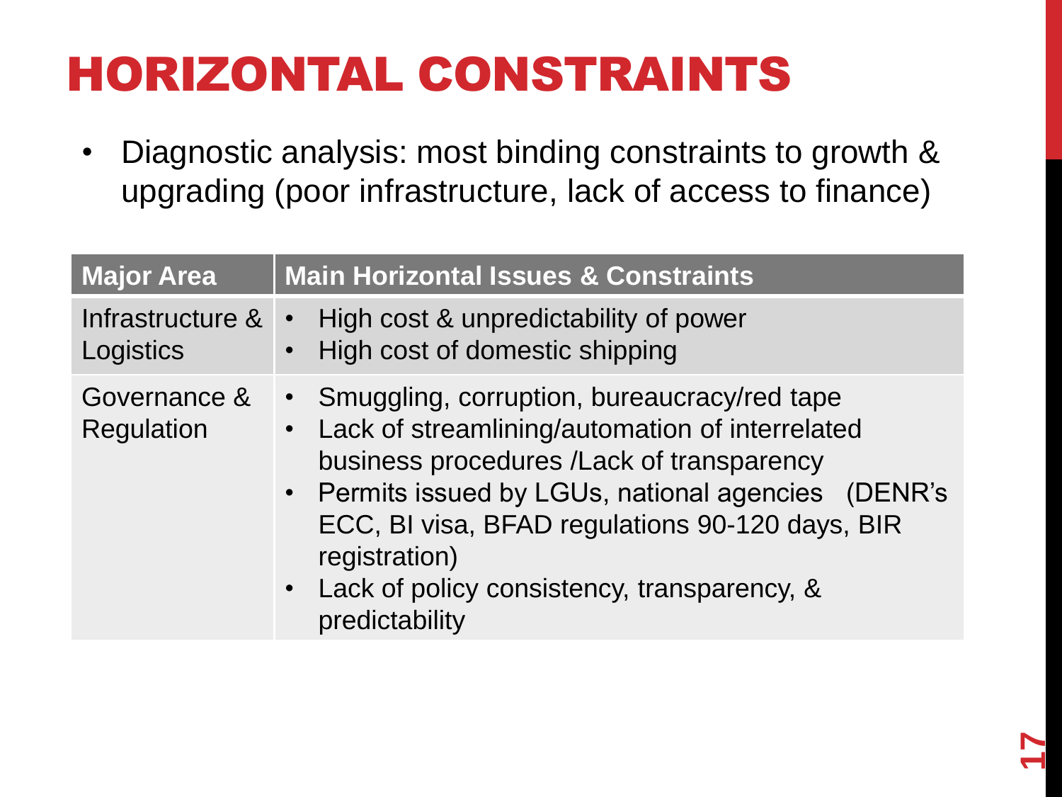# HORIZONTAL CONSTRAINTS

- Diagnostic analysis: most binding constraints to growth & upgrading (poor infrastructure, lack of access to finance)

| Major Area | Main Horizontal Issues & Constraints |
|---|---|
| Infrastructure & Logistics | • High cost & unpredictability of power<br>• High cost of domestic shipping |
| Governance & Regulation | • Smuggling, corruption, bureaucracy/red tape<br>• Lack of streamlining/automation of interrelated business procedures /Lack of transparency<br>• Permits issued by LGUs, national agencies (DENR's ECC, BI visa, BFAD regulations 90-120 days, BIR registration)<br>• Lack of policy consistency, transparency, & predictability |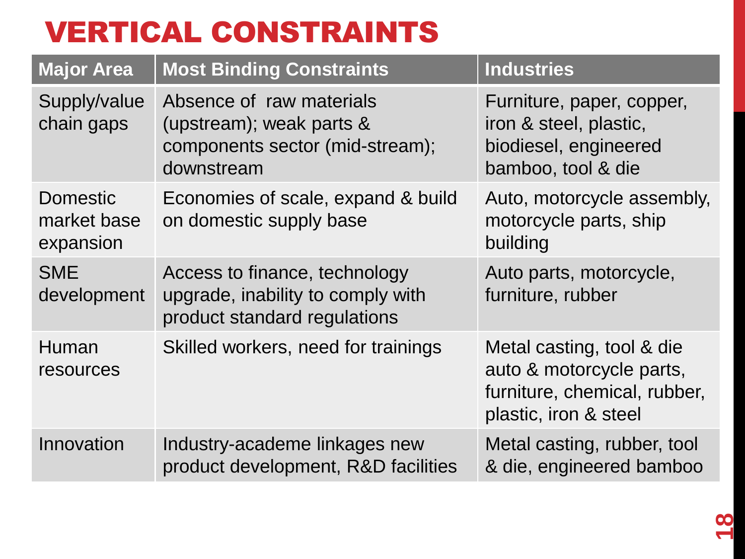# VERTICAL CONSTRAINTS

| Major Area | Most Binding Constraints | Industries |
|---|---|---|
| Supply/value chain gaps | Absence of raw materials (upstream); weak parts & components sector (mid-stream); downstream | Furniture, paper, copper, iron & steel, plastic, biodiesel, engineered bamboo, tool & die |
| Domestic market base expansion | Economies of scale, expand & build on domestic supply base | Auto, motorcycle assembly, motorcycle parts, ship building |
| SME development | Access to finance, technology upgrade, inability to comply with product standard regulations | Auto parts, motorcycle, furniture, rubber |
| Human resources | Skilled workers, need for trainings | Metal casting, tool & die auto & motorcycle parts, furniture, chemical, rubber, plastic, iron & steel |
| Innovation | Industry-academe linkages new product development, R&D facilities | Metal casting, rubber, tool & die, engineered bamboo |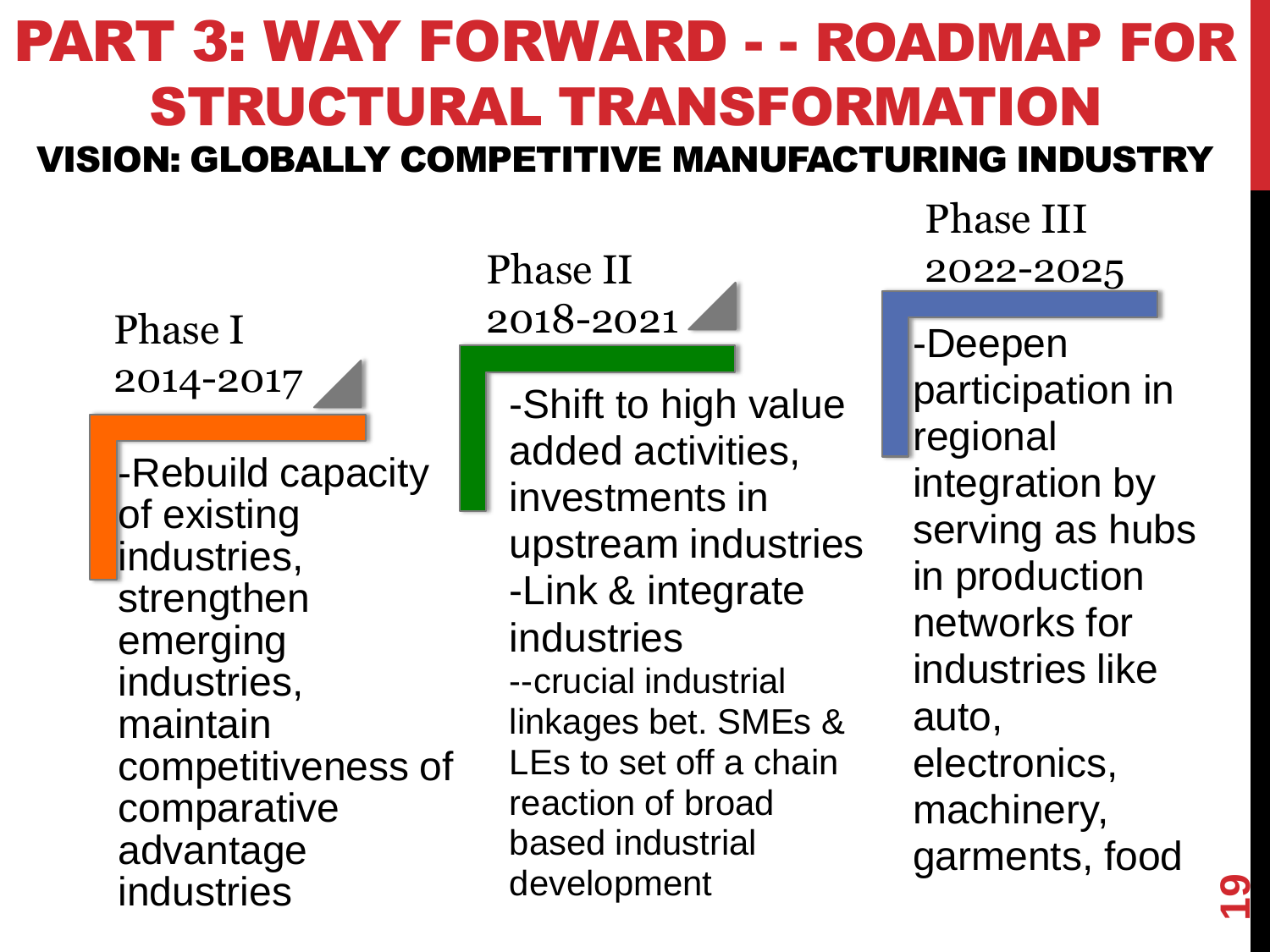# PART 3: WAY FORWARD - - ROADMAP FOR STRUCTURAL TRANSFORMATION

## VISION: GLOBALLY COMPETITIVE MANUFACTURING INDUSTRY

### Phase I 2014-2017

-Rebuild capacity of existing industries, strengthen emerging industries, maintain competitiveness of comparative advantage industries

### Phase II 2018-2021

-Shift to high value added activities, investments in upstream industries

-Link & integrate industries

--crucial industrial linkages bet. SMEs & LEs to set off a chain reaction of broad based industrial development

### Phase III 2022-2025

-Deepen participation in regional integration by serving as hubs in production networks for industries like auto, electronics, machinery, garments, food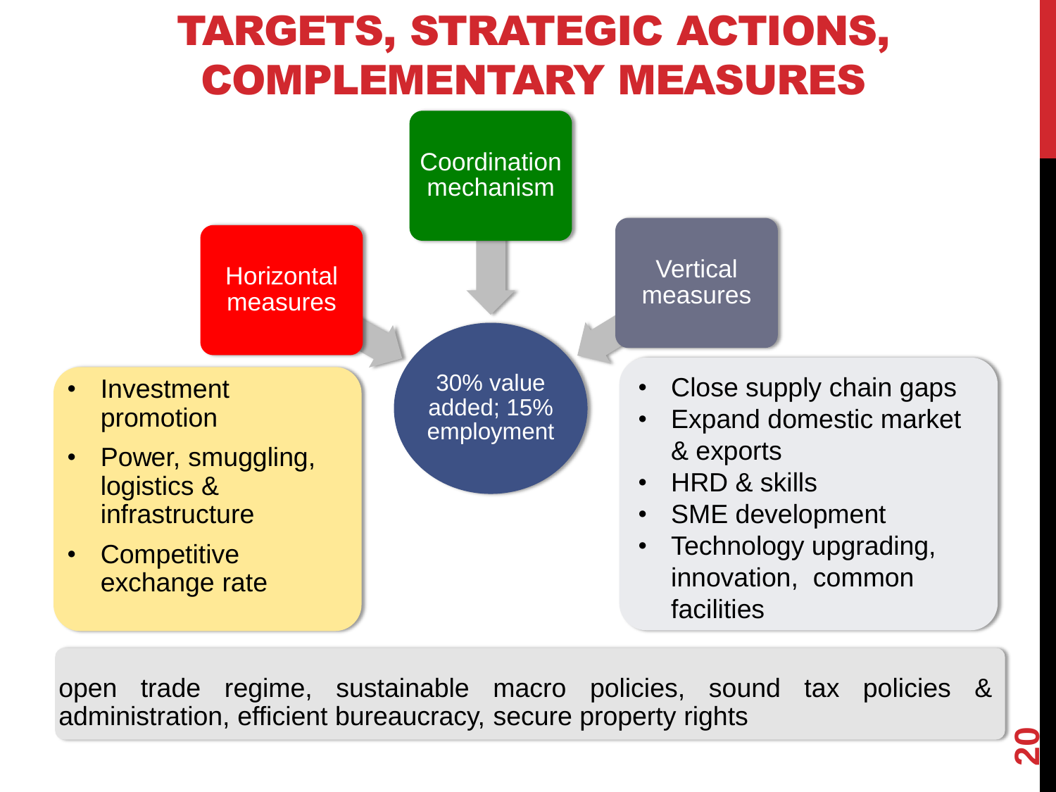# TARGETS, STRATEGIC ACTIONS, COMPLEMENTARY MEASURES

**Coordination mechanism**

**Horizontal measures**

- Investment promotion
- Power, smuggling, logistics & infrastructure
- Competitive exchange rate

**30% value added; 15% employment**

**Vertical measures**

- Close supply chain gaps
- Expand domestic market & exports
- HRD & skills
- SME development
- Technology upgrading, innovation, common facilities

open trade regime, sustainable macro policies, sound tax policies & administration, efficient bureaucracy, secure property rights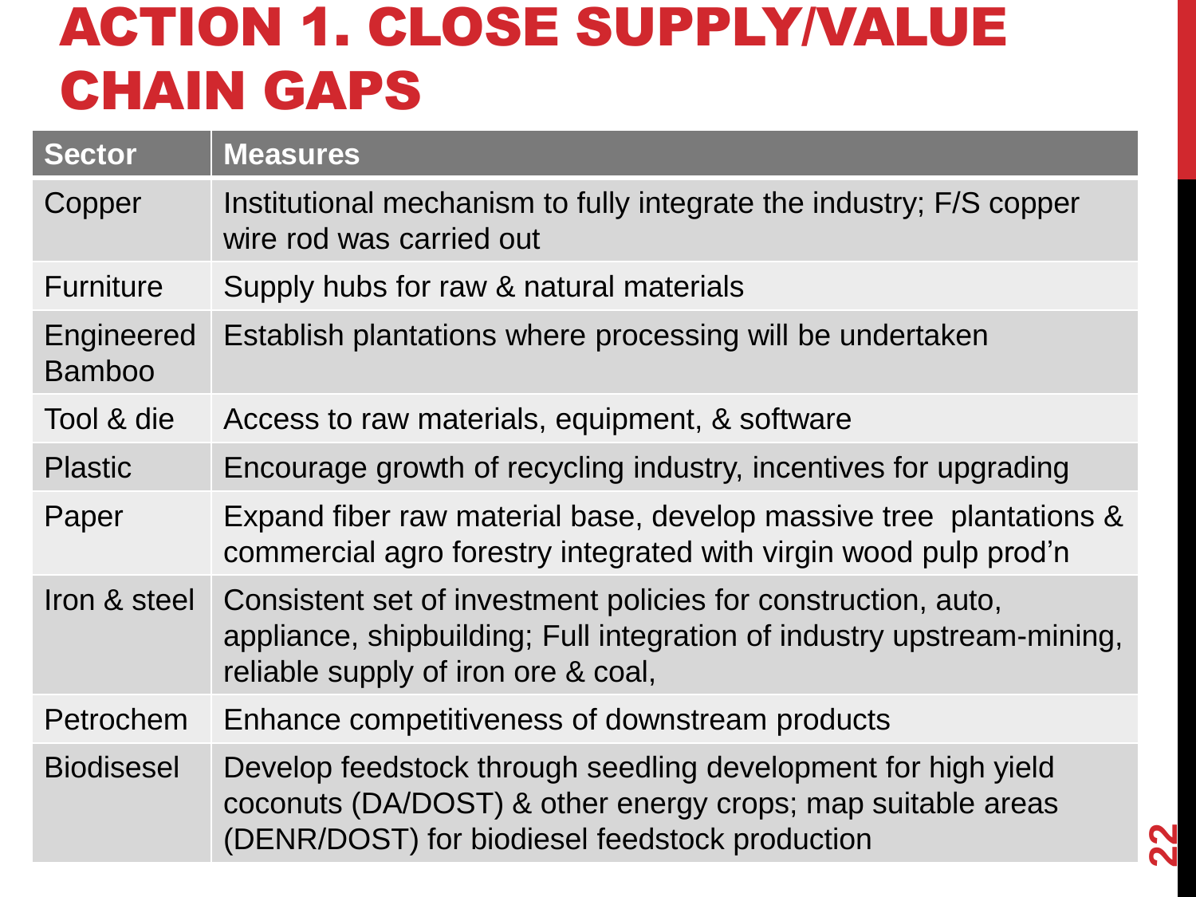# ACTION 1. CLOSE SUPPLY/VALUE CHAIN GAPS

| Sector | Measures |
| --- | --- |
| Copper | Institutional mechanism to fully integrate the industry; F/S copper wire rod was carried out |
| Furniture | Supply hubs for raw & natural materials |
| Engineered Bamboo | Establish plantations where processing will be undertaken |
| Tool & die | Access to raw materials, equipment, & software |
| Plastic | Encourage growth of recycling industry, incentives for upgrading |
| Paper | Expand fiber raw material base, develop massive tree plantations & commercial agro forestry integrated with virgin wood pulp prod'n |
| Iron & steel | Consistent set of investment policies for construction, auto, appliance, shipbuilding; Full integration of industry upstream-mining, reliable supply of iron ore & coal, |
| Petrochem | Enhance competitiveness of downstream products |
| Biodisesel | Develop feedstock through seedling development for high yield coconuts (DA/DOST) & other energy crops; map suitable areas (DENR/DOST) for biodiesel feedstock production |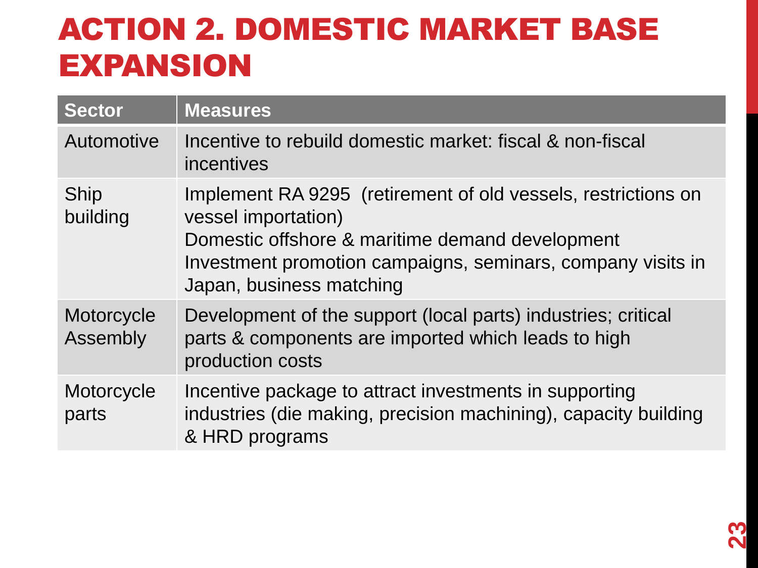# ACTION 2. DOMESTIC MARKET BASE EXPANSION

| Sector | Measures |
|---|---|
| Automotive | Incentive to rebuild domestic market: fiscal & non-fiscal incentives |
| Ship building | Implement RA 9295 (retirement of old vessels, restrictions on vessel importation)<br>Domestic offshore & maritime demand development<br>Investment promotion campaigns, seminars, company visits in Japan, business matching |
| Motorcycle Assembly | Development of the support (local parts) industries; critical parts & components are imported which leads to high production costs |
| Motorcycle parts | Incentive package to attract investments in supporting industries (die making, precision machining), capacity building & HRD programs |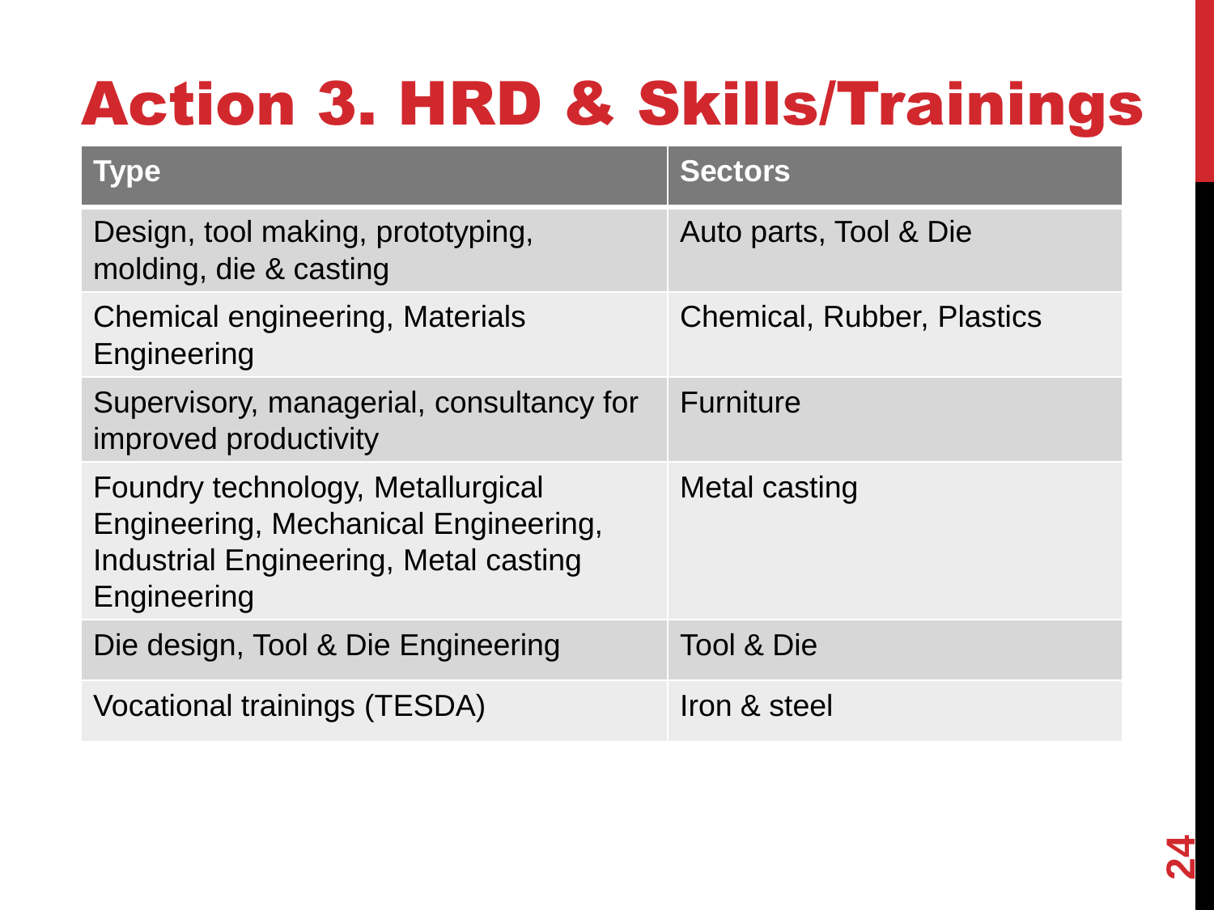# Action 3. HRD & Skills/Trainings

| Type | Sectors |
|---|---|
| Design, tool making, prototyping, molding, die & casting | Auto parts, Tool & Die |
| Chemical engineering, Materials Engineering | Chemical, Rubber, Plastics |
| Supervisory, managerial, consultancy for improved productivity | Furniture |
| Foundry technology, Metallurgical Engineering, Mechanical Engineering, Industrial Engineering, Metal casting Engineering | Metal casting |
| Die design, Tool & Die Engineering | Tool & Die |
| Vocational trainings (TESDA) | Iron & steel |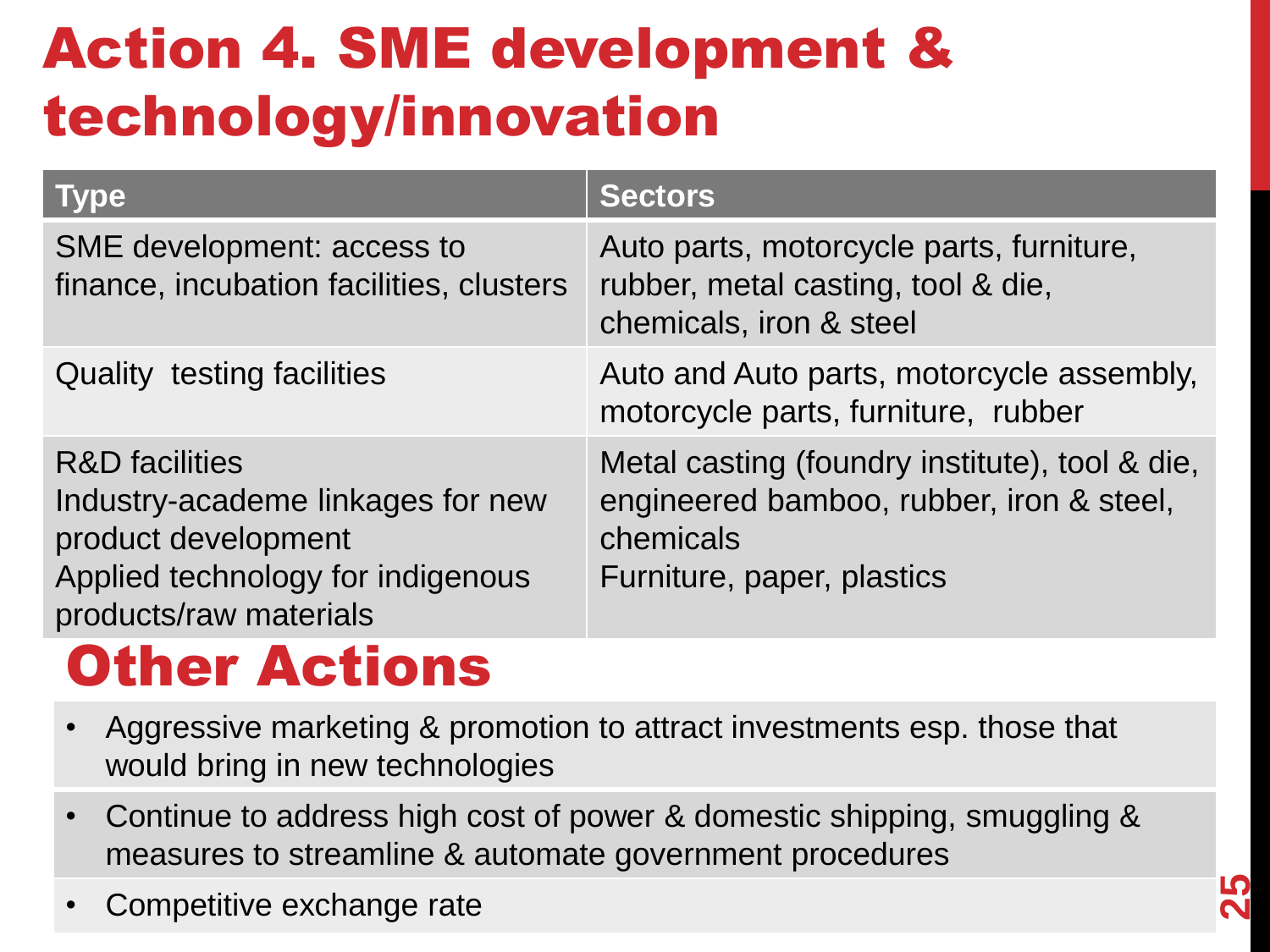# Action 4. SME development & technology/innovation

| Type | Sectors |
| --- | --- |
| SME development: access to finance, incubation facilities, clusters | Auto parts, motorcycle parts, furniture, rubber, metal casting, tool & die, chemicals, iron & steel |
| Quality testing facilities | Auto and Auto parts, motorcycle assembly, motorcycle parts, furniture, rubber |
| R&D facilities<br>Industry-academe linkages for new product development<br>Applied technology for indigenous products/raw materials | Metal casting (foundry institute), tool & die, engineered bamboo, rubber, iron & steel, chemicals<br>Furniture, paper, plastics |

# Other Actions

- Aggressive marketing & promotion to attract investments esp. those that would bring in new technologies
- Continue to address high cost of power & domestic shipping, smuggling & measures to streamline & automate government procedures
- Competitive exchange rate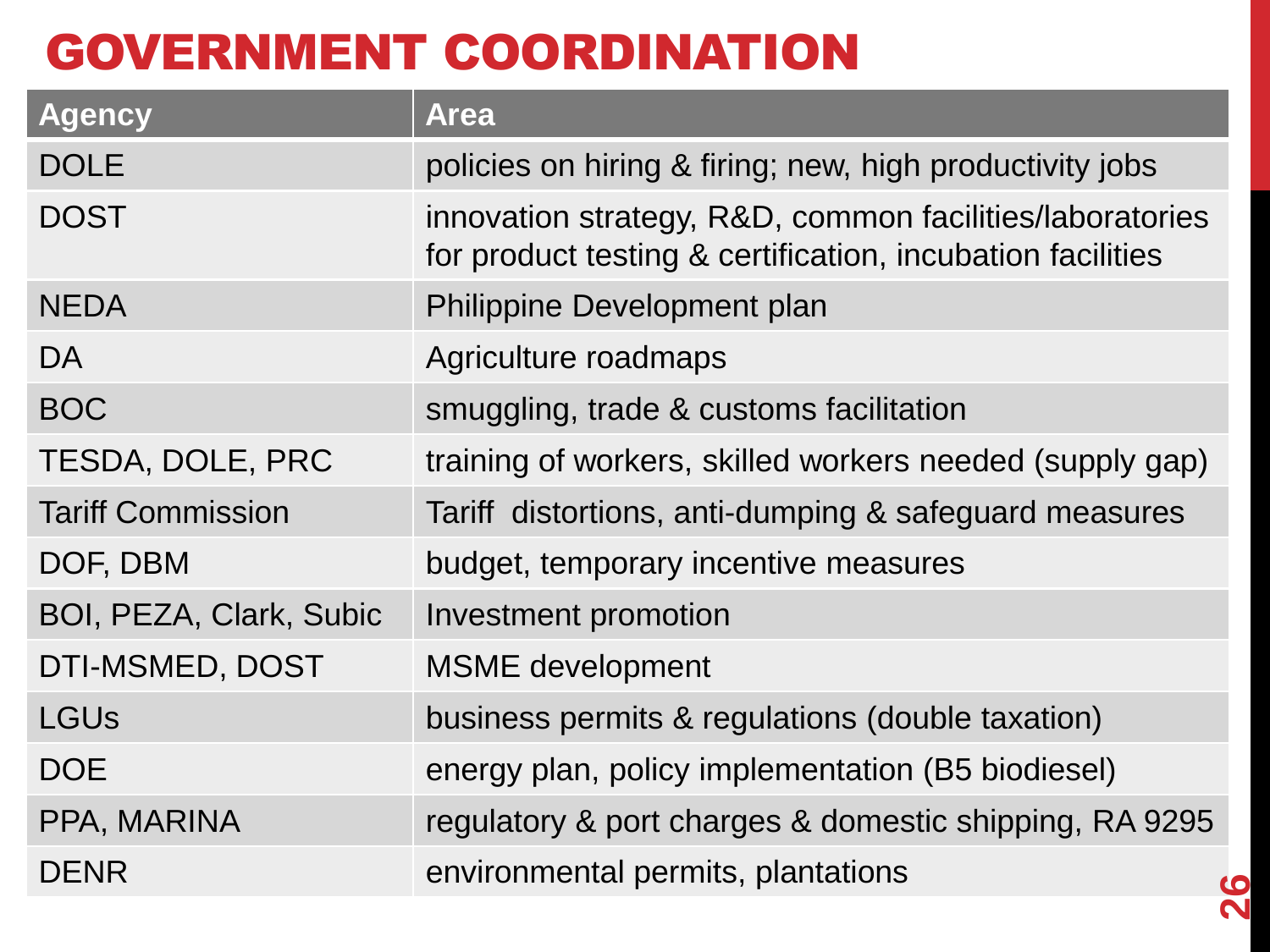# GOVERNMENT COORDINATION

| Agency | Area |
|---|---|
| DOLE | policies on hiring & firing; new, high productivity jobs |
| DOST | innovation strategy, R&D, common facilities/laboratories for product testing & certification, incubation facilities |
| NEDA | Philippine Development plan |
| DA | Agriculture roadmaps |
| BOC | smuggling, trade & customs facilitation |
| TESDA, DOLE, PRC | training of workers, skilled workers needed (supply gap) |
| Tariff Commission | Tariff distortions, anti-dumping & safeguard measures |
| DOF, DBM | budget, temporary incentive measures |
| BOI, PEZA, Clark, Subic | Investment promotion |
| DTI-MSMED, DOST | MSME development |
| LGUs | business permits & regulations (double taxation) |
| DOE | energy plan, policy implementation (B5 biodiesel) |
| PPA, MARINA | regulatory & port charges & domestic shipping, RA 9295 |
| DENR | environmental permits, plantations |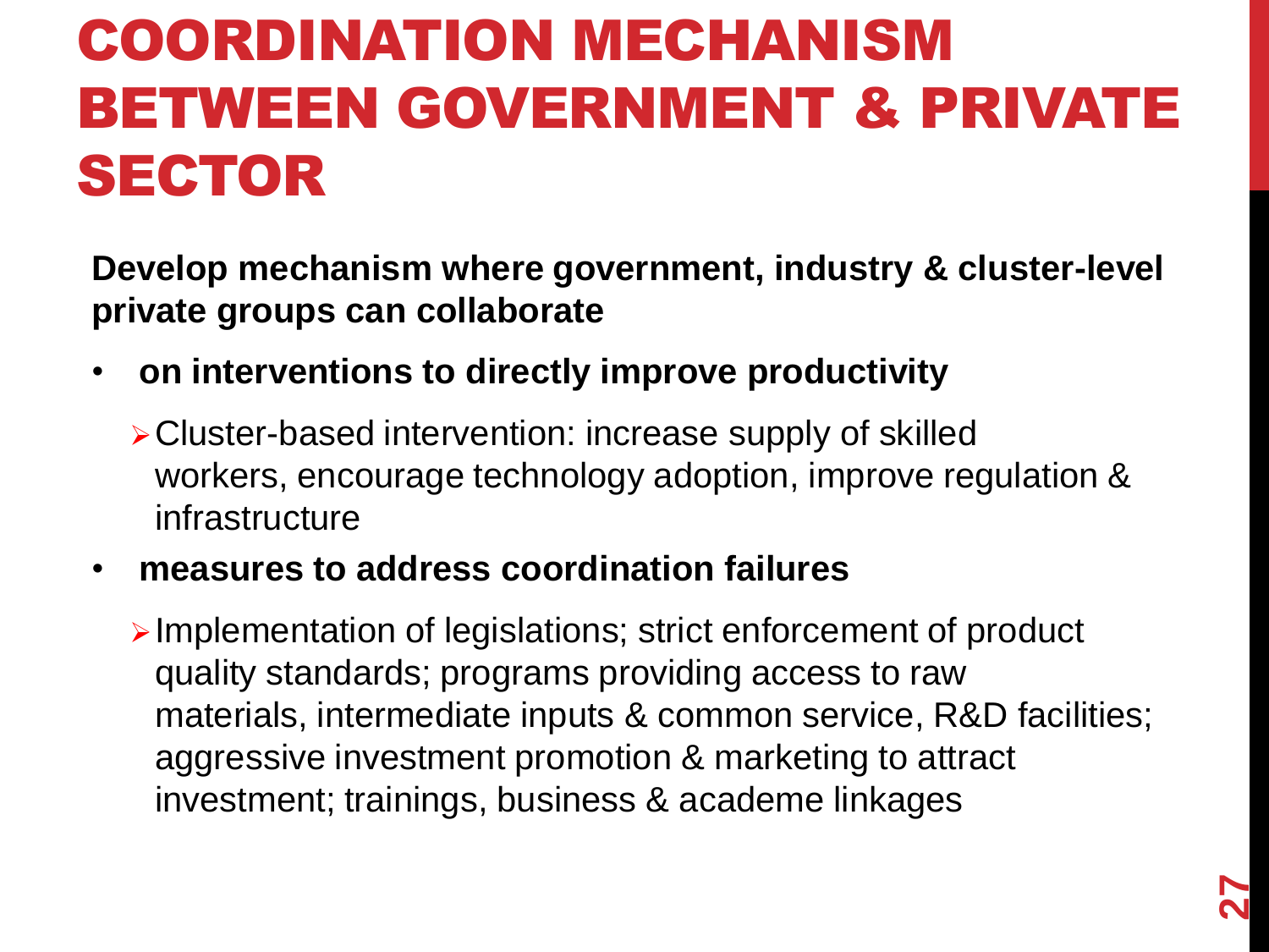# COORDINATION MECHANISM BETWEEN GOVERNMENT & PRIVATE SECTOR

**Develop mechanism where government, industry & cluster-level private groups can collaborate**

- **on interventions to directly improve productivity**
  - Cluster-based intervention: increase supply of skilled workers, encourage technology adoption, improve regulation & infrastructure
- **measures to address coordination failures**
  - Implementation of legislations; strict enforcement of product quality standards; programs providing access to raw materials, intermediate inputs & common service, R&D facilities; aggressive investment promotion & marketing to attract investment; trainings, business & academe linkages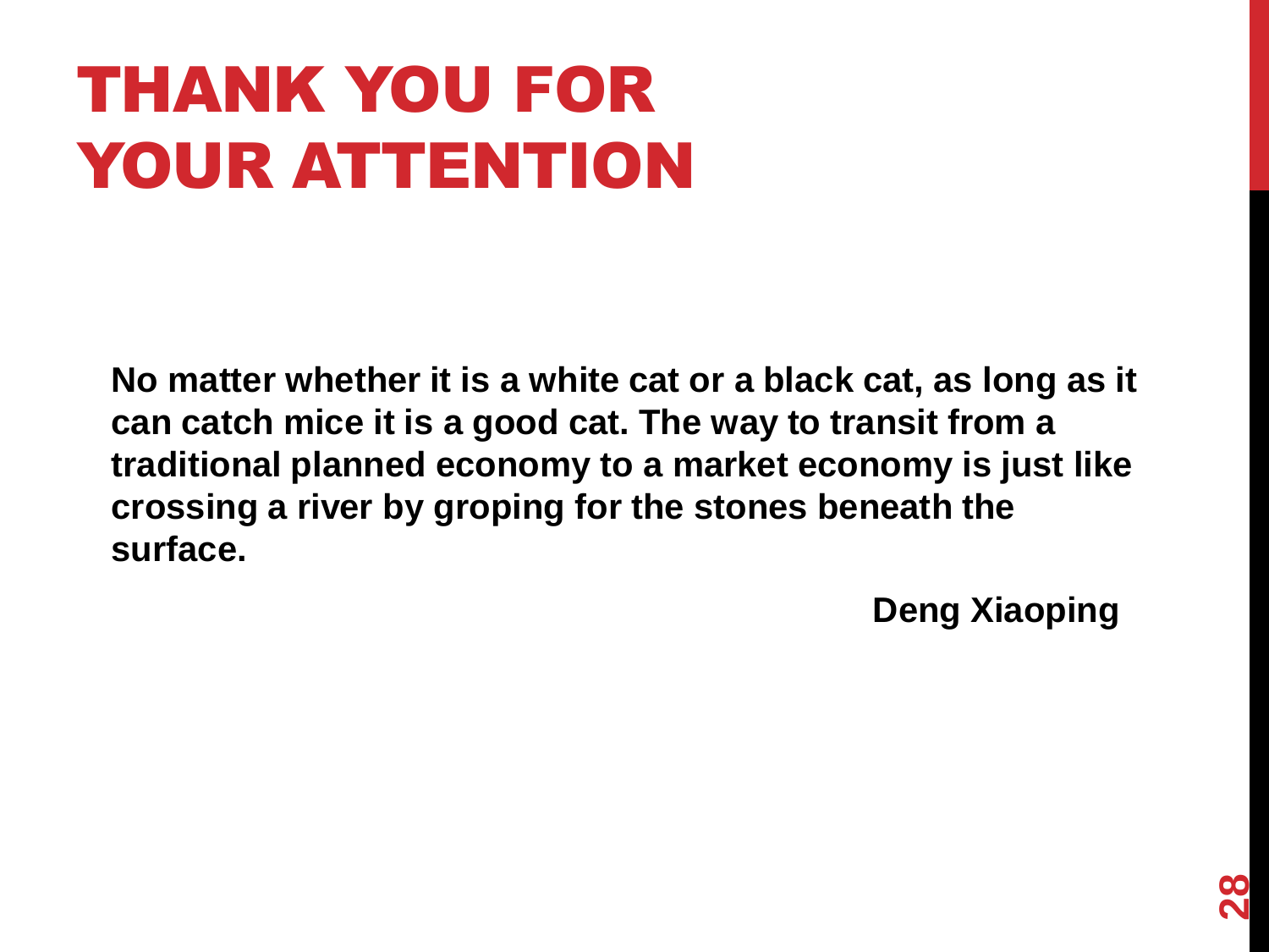# THANK YOU FOR YOUR ATTENTION

**No matter whether it is a white cat or a black cat, as long as it can catch mice it is a good cat. The way to transit from a traditional planned economy to a market economy is just like crossing a river by groping for the stones beneath the surface.**

**Deng Xiaoping**